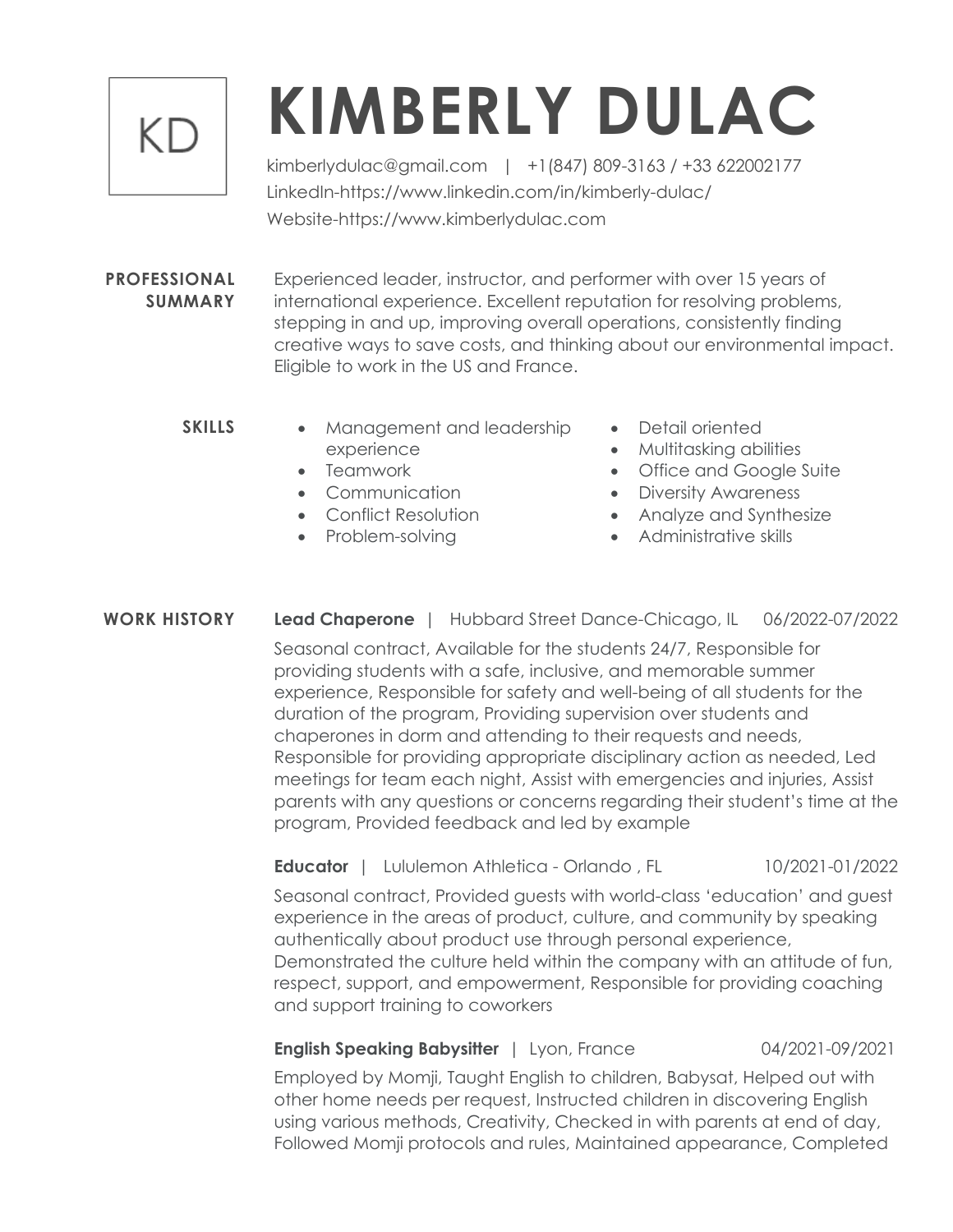KD

# KIMBERLY DULAC

kimberlydulac@gmail.com | +1(847) 809-3163 / +33 622002177
LinkedIn-https://www.linkedin.com/in/kimberly-dulac/
Website-https://www.kimberlydulac.com

## PROFESSIONAL SUMMARY

Experienced leader, instructor, and performer with over 15 years of international experience. Excellent reputation for resolving problems, stepping in and up, improving overall operations, consistently finding creative ways to save costs, and thinking about our environmental impact. Eligible to work in the US and France.

## SKILLS

- Management and leadership experience
- Teamwork
- Communication
- Conflict Resolution
- Problem-solving
- Detail oriented
- Multitasking abilities
- Office and Google Suite
- Diversity Awareness
- Analyze and Synthesize
- Administrative skills

## WORK HISTORY

**Lead Chaperone** | Hubbard Street Dance-Chicago, IL 06/2022-07/2022

Seasonal contract, Available for the students 24/7, Responsible for providing students with a safe, inclusive, and memorable summer experience, Responsible for safety and well-being of all students for the duration of the program, Providing supervision over students and chaperones in dorm and attending to their requests and needs, Responsible for providing appropriate disciplinary action as needed, Led meetings for team each night, Assist with emergencies and injuries, Assist parents with any questions or concerns regarding their student's time at the program, Provided feedback and led by example

**Educator** | Lululemon Athletica - Orlando , FL 10/2021-01/2022

Seasonal contract, Provided guests with world-class 'education' and guest experience in the areas of product, culture, and community by speaking authentically about product use through personal experience, Demonstrated the culture held within the company with an attitude of fun, respect, support, and empowerment, Responsible for providing coaching and support training to coworkers

**English Speaking Babysitter** | Lyon, France 04/2021-09/2021

Employed by Momji, Taught English to children, Babysat, Helped out with other home needs per request, Instructed children in discovering English using various methods, Creativity, Checked in with parents at end of day, Followed Momji protocols and rules, Maintained appearance, Completed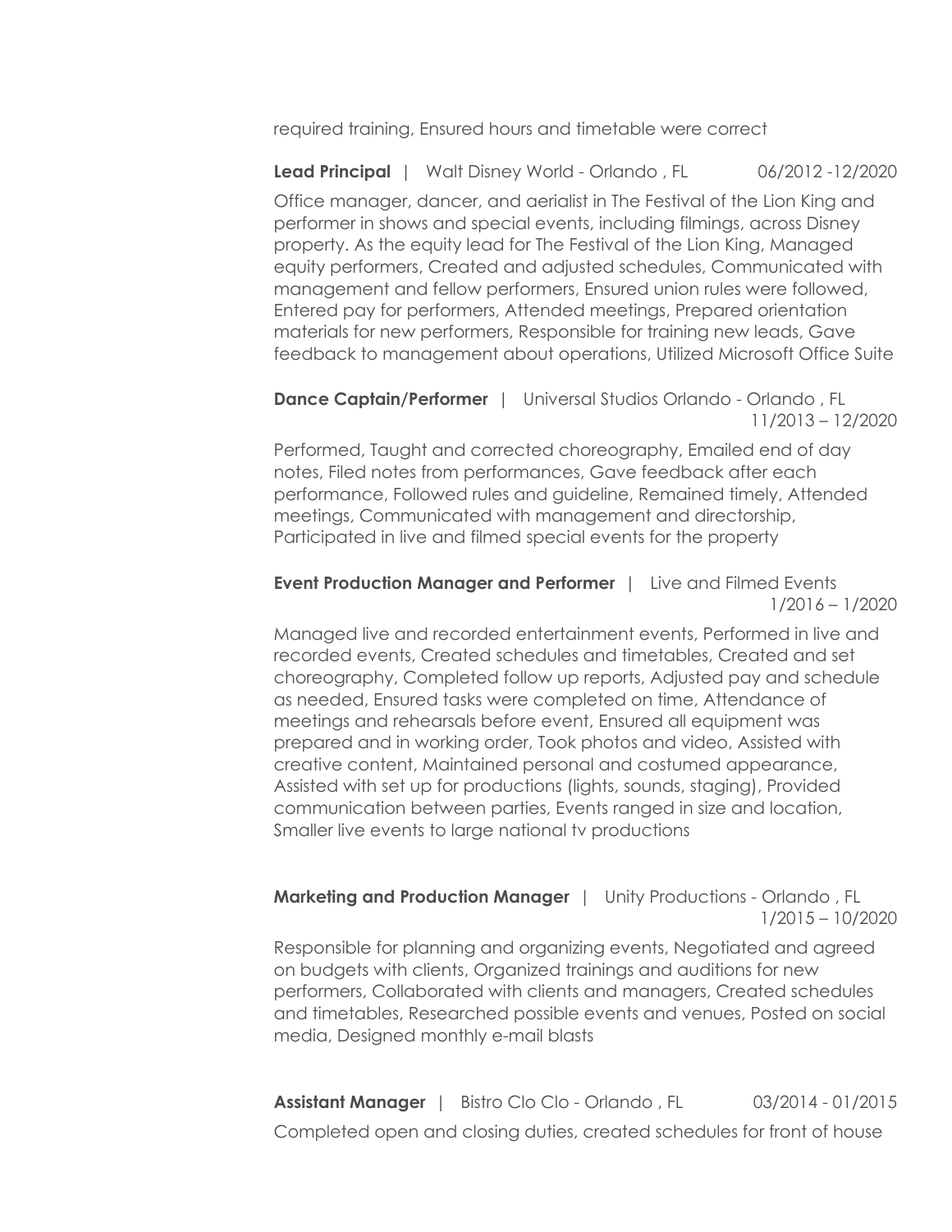required training, Ensured hours and timetable were correct

**Lead Principal** | Walt Disney World - Orlando , FL 06/2012 -12/2020

Office manager, dancer, and aerialist in The Festival of the Lion King and performer in shows and special events, including filmings, across Disney property. As the equity lead for The Festival of the Lion King, Managed equity performers, Created and adjusted schedules, Communicated with management and fellow performers, Ensured union rules were followed, Entered pay for performers, Attended meetings, Prepared orientation materials for new performers, Responsible for training new leads, Gave feedback to management about operations, Utilized Microsoft Office Suite

**Dance Captain/Performer** | Universal Studios Orlando - Orlando , FL 11/2013 – 12/2020

Performed, Taught and corrected choreography, Emailed end of day notes, Filed notes from performances, Gave feedback after each performance, Followed rules and guideline, Remained timely, Attended meetings, Communicated with management and directorship, Participated in live and filmed special events for the property

**Event Production Manager and Performer** | Live and Filmed Events 1/2016 – 1/2020

Managed live and recorded entertainment events, Performed in live and recorded events, Created schedules and timetables, Created and set choreography, Completed follow up reports, Adjusted pay and schedule as needed, Ensured tasks were completed on time, Attendance of meetings and rehearsals before event, Ensured all equipment was prepared and in working order, Took photos and video, Assisted with creative content, Maintained personal and costumed appearance, Assisted with set up for productions (lights, sounds, staging), Provided communication between parties, Events ranged in size and location, Smaller live events to large national tv productions

**Marketing and Production Manager** | Unity Productions - Orlando , FL 1/2015 – 10/2020

Responsible for planning and organizing events, Negotiated and agreed on budgets with clients, Organized trainings and auditions for new performers, Collaborated with clients and managers, Created schedules and timetables, Researched possible events and venues, Posted on social media, Designed monthly e-mail blasts

**Assistant Manager** | Bistro Clo Clo - Orlando , FL 03/2014 - 01/2015

Completed open and closing duties, created schedules for front of house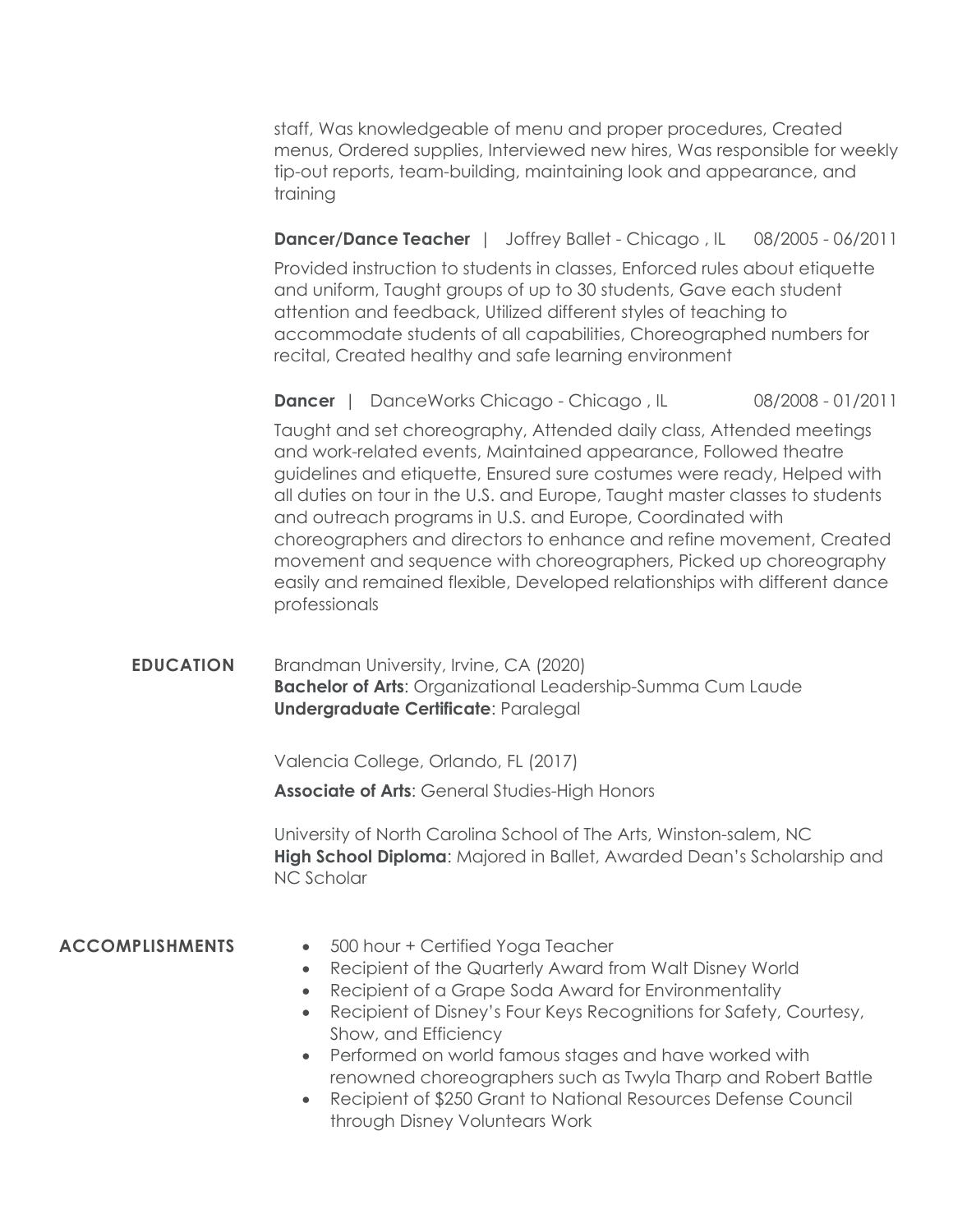staff, Was knowledgeable of menu and proper procedures, Created menus, Ordered supplies, Interviewed new hires, Was responsible for weekly tip-out reports, team-building, maintaining look and appearance, and training

**Dancer/Dance Teacher** | Joffrey Ballet - Chicago , IL 08/2005 - 06/2011

Provided instruction to students in classes, Enforced rules about etiquette and uniform, Taught groups of up to 30 students, Gave each student attention and feedback, Utilized different styles of teaching to accommodate students of all capabilities, Choreographed numbers for recital, Created healthy and safe learning environment

**Dancer** | DanceWorks Chicago - Chicago , IL 08/2008 - 01/2011

Taught and set choreography, Attended daily class, Attended meetings and work-related events, Maintained appearance, Followed theatre guidelines and etiquette, Ensured sure costumes were ready, Helped with all duties on tour in the U.S. and Europe, Taught master classes to students and outreach programs in U.S. and Europe, Coordinated with choreographers and directors to enhance and refine movement, Created movement and sequence with choreographers, Picked up choreography easily and remained flexible, Developed relationships with different dance professionals

## EDUCATION

Brandman University, Irvine, CA (2020)
**Bachelor of Arts**: Organizational Leadership-Summa Cum Laude
**Undergraduate Certificate**: Paralegal

Valencia College, Orlando, FL (2017)

**Associate of Arts**: General Studies-High Honors

University of North Carolina School of The Arts, Winston-salem, NC
**High School Diploma**: Majored in Ballet, Awarded Dean's Scholarship and NC Scholar

## ACCOMPLISHMENTS

- 500 hour + Certified Yoga Teacher
- Recipient of the Quarterly Award from Walt Disney World
- Recipient of a Grape Soda Award for Environmentality
- Recipient of Disney's Four Keys Recognitions for Safety, Courtesy, Show, and Efficiency
- Performed on world famous stages and have worked with renowned choreographers such as Twyla Tharp and Robert Battle
- Recipient of $250 Grant to National Resources Defense Council through Disney Voluntears Work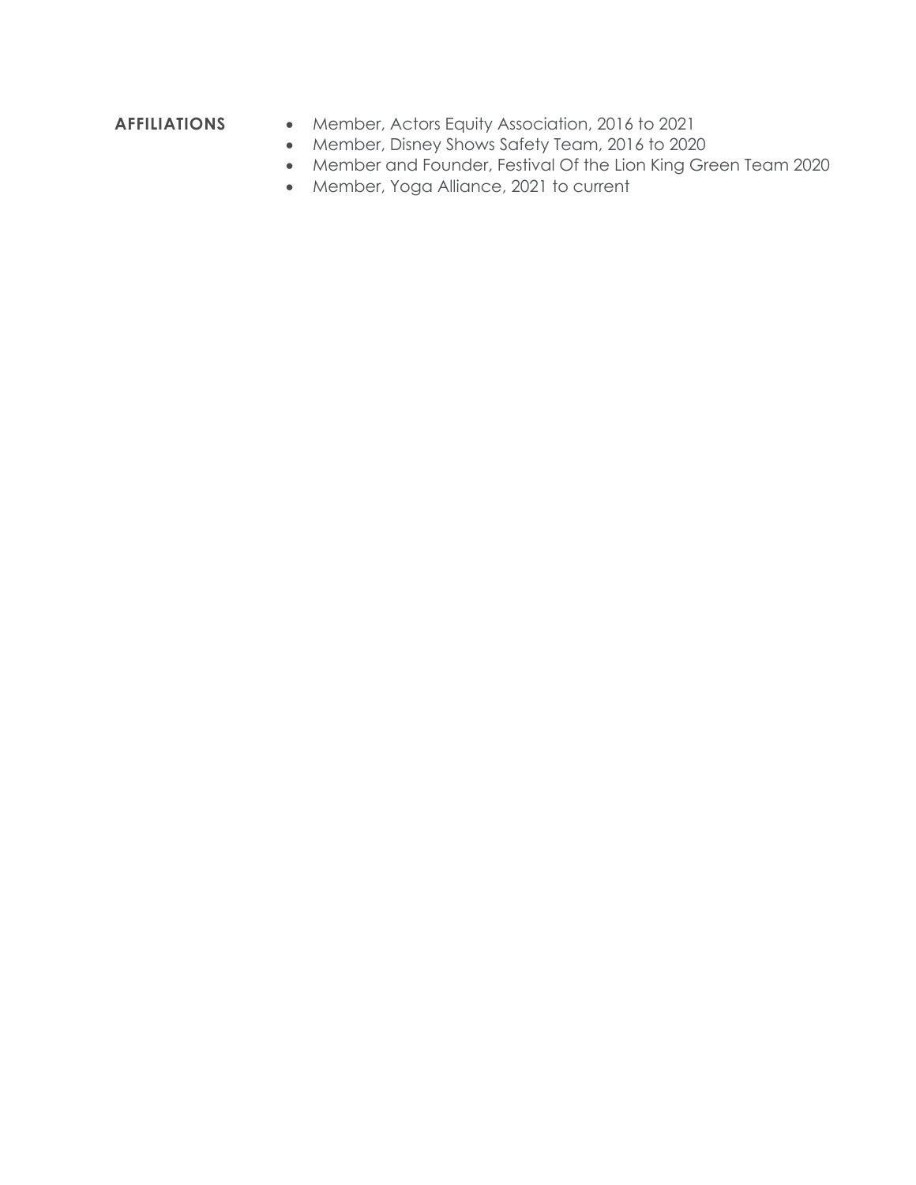## AFFILIATIONS

- Member, Actors Equity Association, 2016 to 2021
- Member, Disney Shows Safety Team, 2016 to 2020
- Member and Founder, Festival Of the Lion King Green Team 2020
- Member, Yoga Alliance, 2021 to current